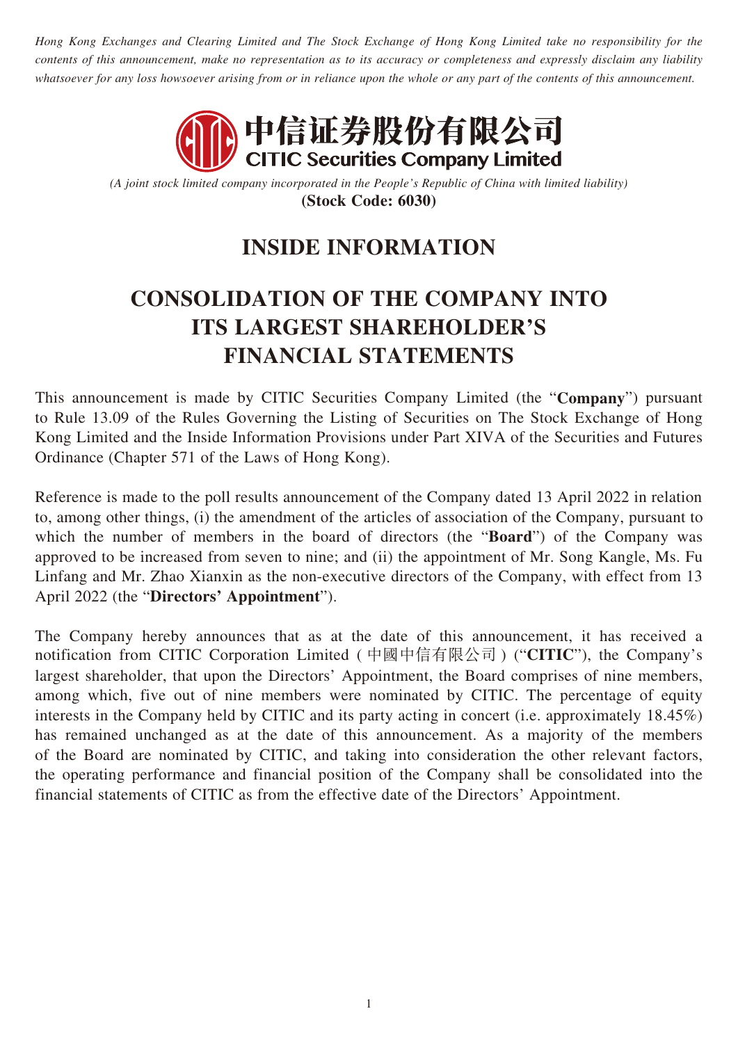*Hong Kong Exchanges and Clearing Limited and The Stock Exchange of Hong Kong Limited take no responsibility for the contents of this announcement, make no representation as to its accuracy or completeness and expressly disclaim any liability whatsoever for any loss howsoever arising from or in reliance upon the whole or any part of the contents of this announcement.*

**中信证券股份有限公司**
**CITIC Securities Company Limited**

*(A joint stock limited company incorporated in the People's Republic of China with limited liability)*
**(Stock Code: 6030)**

# INSIDE INFORMATION

# CONSOLIDATION OF THE COMPANY INTO ITS LARGEST SHAREHOLDER'S FINANCIAL STATEMENTS

This announcement is made by CITIC Securities Company Limited (the "**Company**") pursuant to Rule 13.09 of the Rules Governing the Listing of Securities on The Stock Exchange of Hong Kong Limited and the Inside Information Provisions under Part XIVA of the Securities and Futures Ordinance (Chapter 571 of the Laws of Hong Kong).

Reference is made to the poll results announcement of the Company dated 13 April 2022 in relation to, among other things, (i) the amendment of the articles of association of the Company, pursuant to which the number of members in the board of directors (the "**Board**") of the Company was approved to be increased from seven to nine; and (ii) the appointment of Mr. Song Kangle, Ms. Fu Linfang and Mr. Zhao Xianxin as the non-executive directors of the Company, with effect from 13 April 2022 (the "**Directors' Appointment**").

The Company hereby announces that as at the date of this announcement, it has received a notification from CITIC Corporation Limited (中國中信有限公司) ("**CITIC**"), the Company's largest shareholder, that upon the Directors' Appointment, the Board comprises of nine members, among which, five out of nine members were nominated by CITIC. The percentage of equity interests in the Company held by CITIC and its party acting in concert (i.e. approximately 18.45%) has remained unchanged as at the date of this announcement. As a majority of the members of the Board are nominated by CITIC, and taking into consideration the other relevant factors, the operating performance and financial position of the Company shall be consolidated into the financial statements of CITIC as from the effective date of the Directors' Appointment.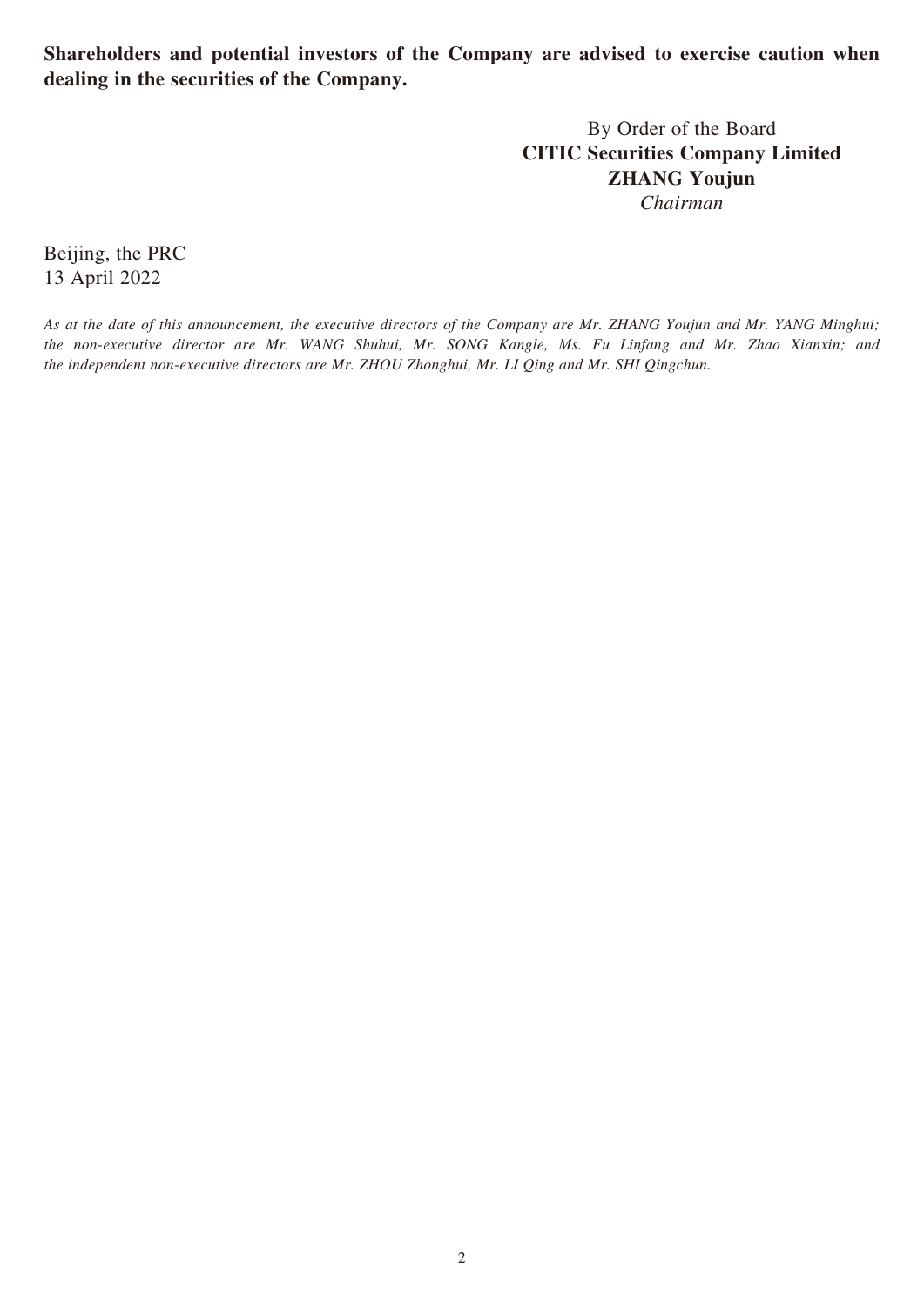**Shareholders and potential investors of the Company are advised to exercise caution when dealing in the securities of the Company.**

By Order of the Board
**CITIC Securities Company Limited**
**ZHANG Youjun**
*Chairman*

Beijing, the PRC
13 April 2022

*As at the date of this announcement, the executive directors of the Company are Mr. ZHANG Youjun and Mr. YANG Minghui; the non-executive director are Mr. WANG Shuhui, Mr. SONG Kangle, Ms. Fu Linfang and Mr. Zhao Xianxin; and the independent non-executive directors are Mr. ZHOU Zhonghui, Mr. LI Qing and Mr. SHI Qingchun.*